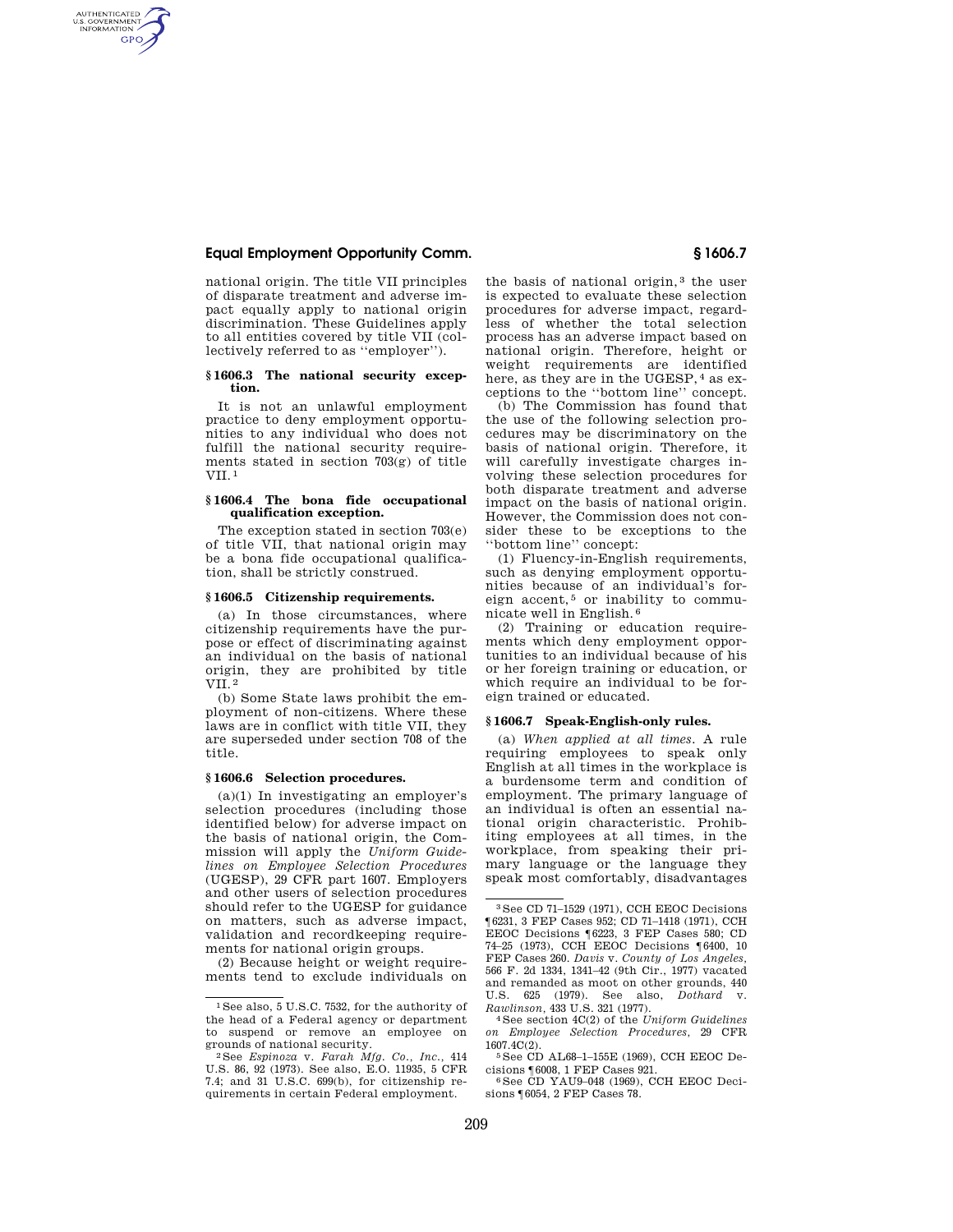national origin. The title VII principles of disparate treatment and adverse impact equally apply to national origin discrimination. These Guidelines apply to all entities covered by title VII (collectively referred to as "employer").

### § 1606.3 The national security exception.

It is not an unlawful employment practice to deny employment opportunities to any individual who does not fulfill the national security requirements stated in section 703(g) of title VII.[1]

### § 1606.4 The bona fide occupational qualification exception.

The exception stated in section 703(e) of title VII, that national origin may be a bona fide occupational qualification, shall be strictly construed.

### § 1606.5 Citizenship requirements.

(a) In those circumstances, where citizenship requirements have the purpose or effect of discriminating against an individual on the basis of national origin, they are prohibited by title VII.[2]

(b) Some State laws prohibit the employment of non-citizens. Where these laws are in conflict with title VII, they are superseded under section 708 of the title.

### § 1606.6 Selection procedures.

(a)(1) In investigating an employer's selection procedures (including those identified below) for adverse impact on the basis of national origin, the Commission will apply the *Uniform Guidelines on Employee Selection Procedures* (UGESP), 29 CFR part 1607. Employers and other users of selection procedures should refer to the UGESP for guidance on matters, such as adverse impact, validation and recordkeeping requirements for national origin groups.

(2) Because height or weight requirements tend to exclude individuals on the basis of national origin,[3] the user is expected to evaluate these selection procedures for adverse impact, regardless of whether the total selection process has an adverse impact based on national origin. Therefore, height or weight requirements are identified here, as they are in the UGESP,[4] as exceptions to the "bottom line" concept.

(b) The Commission has found that the use of the following selection procedures may be discriminatory on the basis of national origin. Therefore, it will carefully investigate charges involving these selection procedures for both disparate treatment and adverse impact on the basis of national origin. However, the Commission does not consider these to be exceptions to the "bottom line" concept:

(1) Fluency-in-English requirements, such as denying employment opportunities because of an individual's foreign accent,[5] or inability to communicate well in English.[6]

(2) Training or education requirements which deny employment opportunities to an individual because of his or her foreign training or education, or which require an individual to be foreign trained or educated.

### § 1606.7 Speak-English-only rules.

(a) *When applied at all times.* A rule requiring employees to speak only English at all times in the workplace is a burdensome term and condition of employment. The primary language of an individual is often an essential national origin characteristic. Prohibiting employees at all times, in the workplace, from speaking their primary language or the language they speak most comfortably, disadvantages

---

[1] See also, 5 U.S.C. 7532, for the authority of the head of a Federal agency or department to suspend or remove an employee on grounds of national security.

[2] See *Espinoza* v. *Farah Mfg. Co., Inc.,* 414 U.S. 86, 92 (1973). See also, E.O. 11935, 5 CFR 7.4; and 31 U.S.C. 699(b), for citizenship requirements in certain Federal employment.

[3] See CD 71–1529 (1971), CCH EEOC Decisions ¶6231, 3 FEP Cases 952; CD 71–1418 (1971), CCH EEOC Decisions ¶6223, 3 FEP Cases 580; CD 74–25 (1973), CCH EEOC Decisions ¶6400, 10 FEP Cases 260. *Davis* v. *County of Los Angeles,* 566 F. 2d 1334, 1341–42 (9th Cir., 1977) vacated and remanded as moot on other grounds, 440 U.S. 625 (1979). See also, *Dothard* v. *Rawlinson,* 433 U.S. 321 (1977).

[4] See section 4C(2) of the *Uniform Guidelines on Employee Selection Procedures,* 29 CFR 1607.4C(2).

[5] See CD AL68–1–155E (1969), CCH EEOC Decisions ¶6008, 1 FEP Cases 921.

[6] See CD YAU9–048 (1969), CCH EEOC Decisions ¶6054, 2 FEP Cases 78.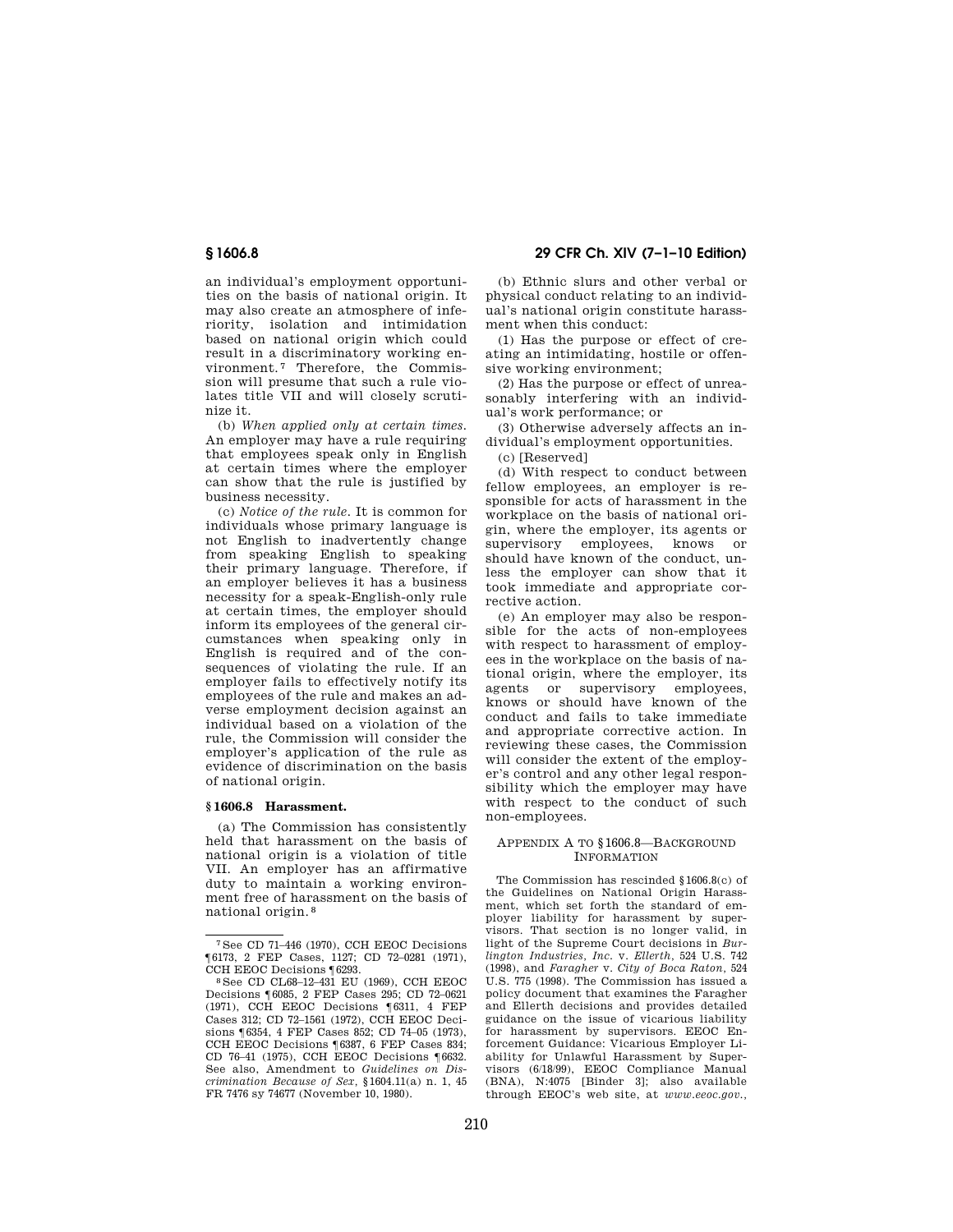an individual's employment opportunities on the basis of national origin. It may also create an atmosphere of inferiority, isolation and intimidation based on national origin which could result in a discriminatory working environment.[7] Therefore, the Commission will presume that such a rule violates title VII and will closely scrutinize it.

(b) *When applied only at certain times.* An employer may have a rule requiring that employees speak only in English at certain times where the employer can show that the rule is justified by business necessity.

(c) *Notice of the rule.* It is common for individuals whose primary language is not English to inadvertently change from speaking English to speaking their primary language. Therefore, if an employer believes it has a business necessity for a speak-English-only rule at certain times, the employer should inform its employees of the general circumstances when speaking only in English is required and of the consequences of violating the rule. If an employer fails to effectively notify its employees of the rule and makes an adverse employment decision against an individual based on a violation of the rule, the Commission will consider the employer's application of the rule as evidence of discrimination on the basis of national origin.

### § 1606.8 Harassment.

(a) The Commission has consistently held that harassment on the basis of national origin is a violation of title VII. An employer has an affirmative duty to maintain a working environment free of harassment on the basis of national origin.[8]

(b) Ethnic slurs and other verbal or physical conduct relating to an individual's national origin constitute harassment when this conduct:

(1) Has the purpose or effect of creating an intimidating, hostile or offensive working environment;

(2) Has the purpose or effect of unreasonably interfering with an individual's work performance; or

(3) Otherwise adversely affects an individual's employment opportunities.

(c) [Reserved]

(d) With respect to conduct between fellow employees, an employer is responsible for acts of harassment in the workplace on the basis of national origin, where the employer, its agents or supervisory employees, knows or should have known of the conduct, unless the employer can show that it took immediate and appropriate corrective action.

(e) An employer may also be responsible for the acts of non-employees with respect to harassment of employees in the workplace on the basis of national origin, where the employer, its agents or supervisory employees, knows or should have known of the conduct and fails to take immediate and appropriate corrective action. In reviewing these cases, the Commission will consider the extent of the employer's control and any other legal responsibility which the employer may have with respect to the conduct of such non-employees.

#### APPENDIX A TO § 1606.8—BACKGROUND INFORMATION

The Commission has rescinded § 1606.8(c) of the Guidelines on National Origin Harassment, which set forth the standard of employer liability for harassment by supervisors. That section is no longer valid, in light of the Supreme Court decisions in *Burlington Industries, Inc.* v. *Ellerth*, 524 U.S. 742 (1998), and *Faragher* v. *City of Boca Raton*, 524 U.S. 775 (1998). The Commission has issued a policy document that examines the Faragher and Ellerth decisions and provides detailed guidance on the issue of vicarious liability for harassment by supervisors. EEOC Enforcement Guidance: Vicarious Employer Liability for Unlawful Harassment by Supervisors (6/18/99), EEOC Compliance Manual (BNA), N:4075 [Binder 3]; also available through EEOC's web site, at *www.eeoc.gov.*,

---

[7] See CD 71–446 (1970), CCH EEOC Decisions ¶ 6173, 2 FEP Cases, 1127; CD 72–0281 (1971), CCH EEOC Decisions ¶ 6293.

[8] See CD CL68–12–431 EU (1969), CCH EEOC Decisions ¶ 6085, 2 FEP Cases 295; CD 72–0621 (1971), CCH EEOC Decisions ¶ 6311, 4 FEP Cases 312; CD 72–1561 (1972), CCH EEOC Decisions ¶ 6354, 4 FEP Cases 852; CD 74–05 (1973), CCH EEOC Decisions ¶ 6387, 6 FEP Cases 834; CD 76–41 (1975), CCH EEOC Decisions ¶ 6632. See also, Amendment to *Guidelines on Discrimination Because of Sex*, § 1604.11(a) n. 1, 45 FR 7476 sy 74677 (November 10, 1980).